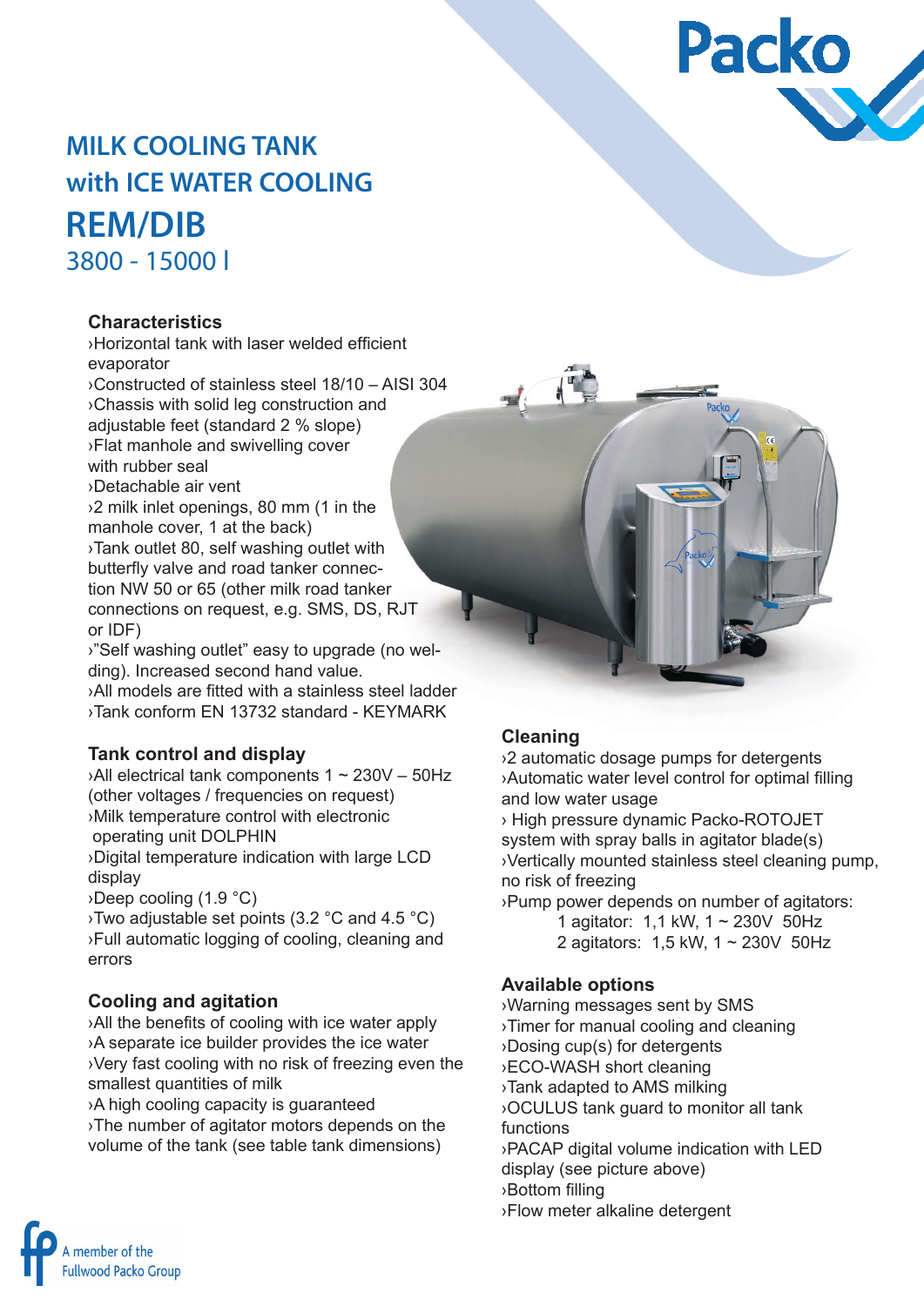# MILK COOLING TANK with ICE WATER COOLING

# REM/DIB

## 3800 - 15000 l

### Characteristics

- ›Horizontal tank with laser welded efficient evaporator
- ›Constructed of stainless steel 18/10 – AISI 304
- ›Chassis with solid leg construction and adjustable feet (standard 2 % slope)
- ›Flat manhole and swivelling cover with rubber seal
- ›Detachable air vent
- ›2 milk inlet openings, 80 mm (1 in the manhole cover, 1 at the back)
- ›Tank outlet 80, self washing outlet with butterfly valve and road tanker connection NW 50 or 65 (other milk road tanker connections on request, e.g. SMS, DS, RJT or IDF)
- ›"Self washing outlet" easy to upgrade (no welding). Increased second hand value.
- ›All models are fitted with a stainless steel ladder
- ›Tank conform EN 13732 standard - KEYMARK

### Tank control and display

- ›All electrical tank components 1 ~ 230V – 50Hz (other voltages / frequencies on request)
- ›Milk temperature control with electronic operating unit DOLPHIN
- ›Digital temperature indication with large LCD display
- ›Deep cooling (1.9 °C)
- ›Two adjustable set points (3.2 °C and 4.5 °C)
- ›Full automatic logging of cooling, cleaning and errors

### Cooling and agitation

- ›All the benefits of cooling with ice water apply
- ›A separate ice builder provides the ice water
- ›Very fast cooling with no risk of freezing even the smallest quantities of milk
- ›A high cooling capacity is guaranteed
- ›The number of agitator motors depends on the volume of the tank (see table tank dimensions)

### Cleaning

- ›2 automatic dosage pumps for detergents
- ›Automatic water level control for optimal filling and low water usage
- › High pressure dynamic Packo-ROTOJET system with spray balls in agitator blade(s)
- ›Vertically mounted stainless steel cleaning pump, no risk of freezing
- ›Pump power depends on number of agitators:
  - 1 agitator: 1,1 kW, 1 ~ 230V 50Hz
  - 2 agitators: 1,5 kW, 1 ~ 230V 50Hz

### Available options

- ›Warning messages sent by SMS
- ›Timer for manual cooling and cleaning
- ›Dosing cup(s) for detergents
- ›ECO-WASH short cleaning
- ›Tank adapted to AMS milking
- ›OCULUS tank guard to monitor all tank functions
- ›PACAP digital volume indication with LED display (see picture above)
- ›Bottom filling
- ›Flow meter alkaline detergent

A member of the Fullwood Packo Group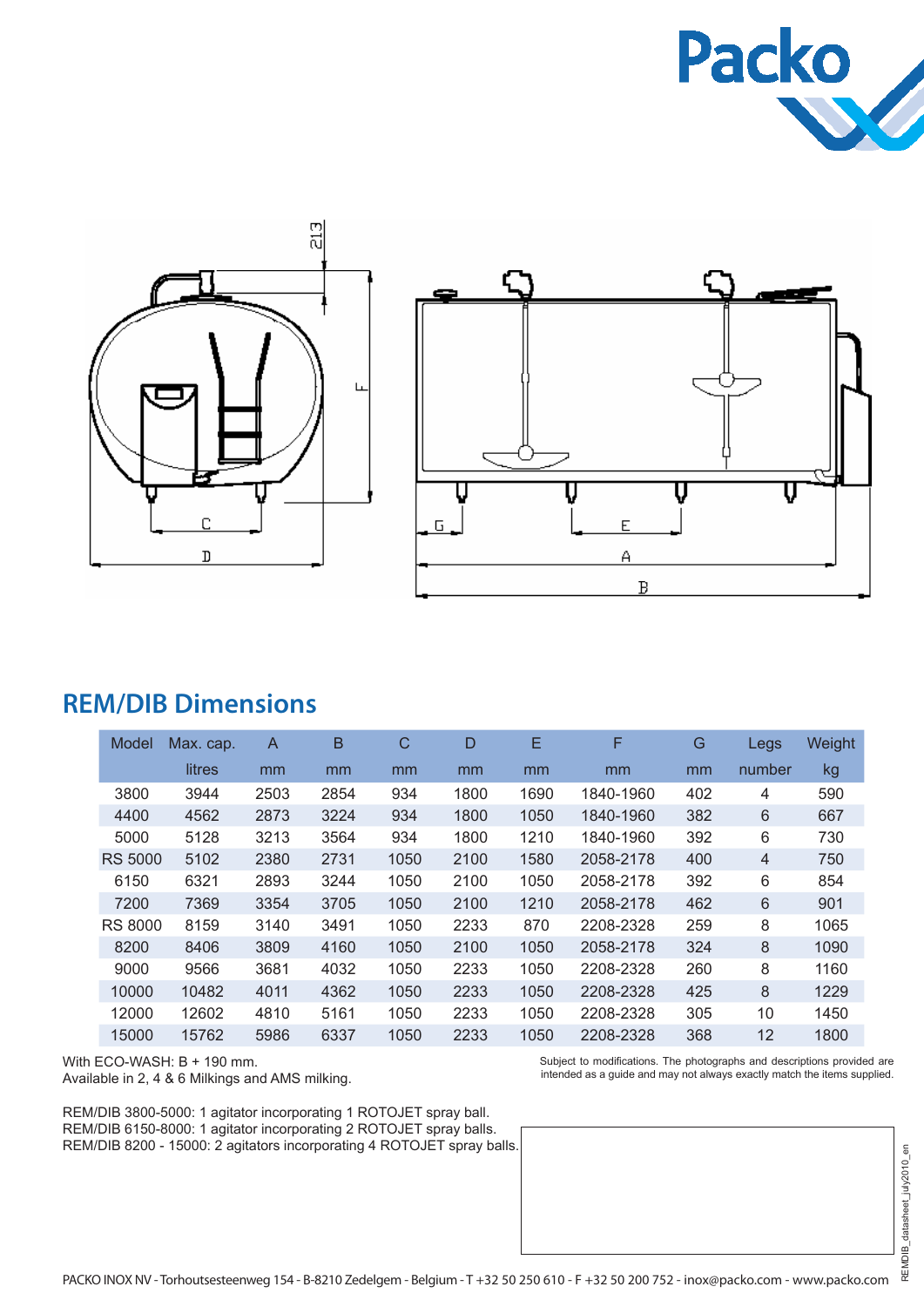## REM/DIB Dimensions

| Model | Max. cap. litres | A mm | B mm | C mm | D mm | E mm | F mm | G mm | Legs number | Weight kg |
|---|---|---|---|---|---|---|---|---|---|---|
| 3800 | 3944 | 2503 | 2854 | 934 | 1800 | 1690 | 1840-1960 | 402 | 4 | 590 |
| 4400 | 4562 | 2873 | 3224 | 934 | 1800 | 1050 | 1840-1960 | 382 | 6 | 667 |
| 5000 | 5128 | 3213 | 3564 | 934 | 1800 | 1210 | 1840-1960 | 392 | 6 | 730 |
| RS 5000 | 5102 | 2380 | 2731 | 1050 | 2100 | 1580 | 2058-2178 | 400 | 4 | 750 |
| 6150 | 6321 | 2893 | 3244 | 1050 | 2100 | 1050 | 2058-2178 | 392 | 6 | 854 |
| 7200 | 7369 | 3354 | 3705 | 1050 | 2100 | 1210 | 2058-2178 | 462 | 6 | 901 |
| RS 8000 | 8159 | 3140 | 3491 | 1050 | 2233 | 870 | 2208-2328 | 259 | 8 | 1065 |
| 8200 | 8406 | 3809 | 4160 | 1050 | 2100 | 1050 | 2058-2178 | 324 | 8 | 1090 |
| 9000 | 9566 | 3681 | 4032 | 1050 | 2233 | 1050 | 2208-2328 | 260 | 8 | 1160 |
| 10000 | 10482 | 4011 | 4362 | 1050 | 2233 | 1050 | 2208-2328 | 425 | 8 | 1229 |
| 12000 | 12602 | 4810 | 5161 | 1050 | 2233 | 1050 | 2208-2328 | 305 | 10 | 1450 |
| 15000 | 15762 | 5986 | 6337 | 1050 | 2233 | 1050 | 2208-2328 | 368 | 12 | 1800 |

With ECO-WASH: B + 190 mm.
Available in 2, 4 & 6 Milkings and AMS milking.

Subject to modifications. The photographs and descriptions provided are intended as a guide and may not always exactly match the items supplied.

REM/DIB 3800-5000: 1 agitator incorporating 1 ROTOJET spray ball.
REM/DIB 6150-8000: 1 agitator incorporating 2 ROTOJET spray balls.
REM/DIB 8200 - 15000: 2 agitators incorporating 4 ROTOJET spray balls.

PACKO INOX NV - Torhoutsesteenweg 154 - B-8210 Zedelgem - Belgium - T +32 50 250 610 - F +32 50 200 752 - inox@packo.com - www.packo.com